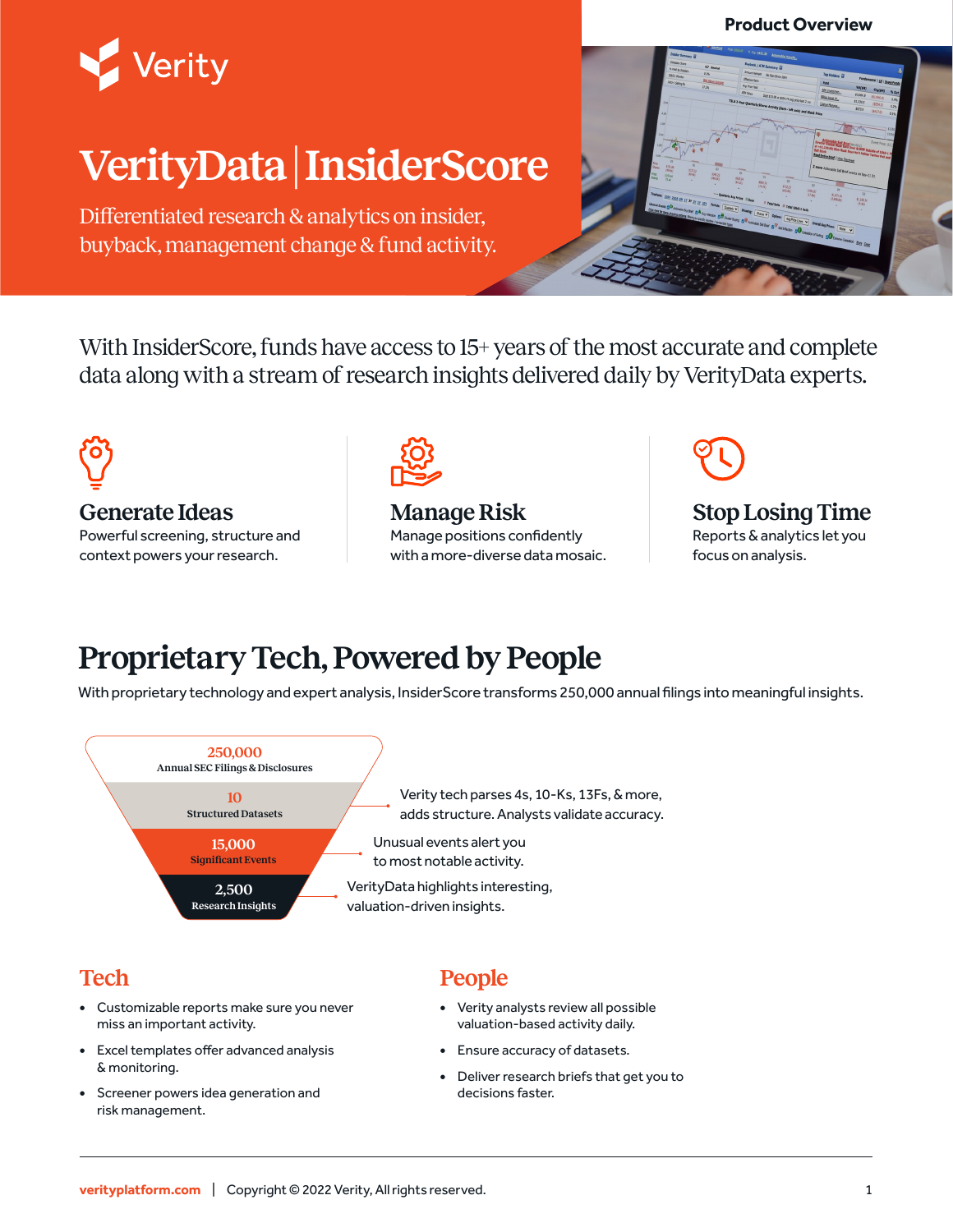Product Overview

Verity

# VerityData | InsiderScore

Differentiated research & analytics on insider, buyback, management change & fund activity.

With InsiderScore, funds have access to 15+ years of the most accurate and complete data along with a stream of research insights delivered daily by VerityData experts.

### Generate Ideas

Powerful screening, structure and context powers your research.

### Manage Risk

Manage positions confidently with a more-diverse data mosaic.

### Stop Losing Time

Reports & analytics let you focus on analysis.

## Proprietary Tech, Powered by People

With proprietary technology and expert analysis, InsiderScore transforms 250,000 annual filings into meaningful insights.

- **250,000** Annual SEC Filings & Disclosures
- **10** Structured Datasets — Verity tech parses 4s, 10-Ks, 13Fs, & more, adds structure. Analysts validate accuracy.
- **15,000** Significant Events — Unusual events alert you to most notable activity.
- **2,500** Research Insights — VerityData highlights interesting, valuation-driven insights.

### Tech

- Customizable reports make sure you never miss an important activity.
- Excel templates offer advanced analysis & monitoring.
- Screener powers idea generation and risk management.

### People

- Verity analysts review all possible valuation-based activity daily.
- Ensure accuracy of datasets.
- Deliver research briefs that get you to decisions faster.

verityplatform.com | Copyright © 2022 Verity, All rights reserved.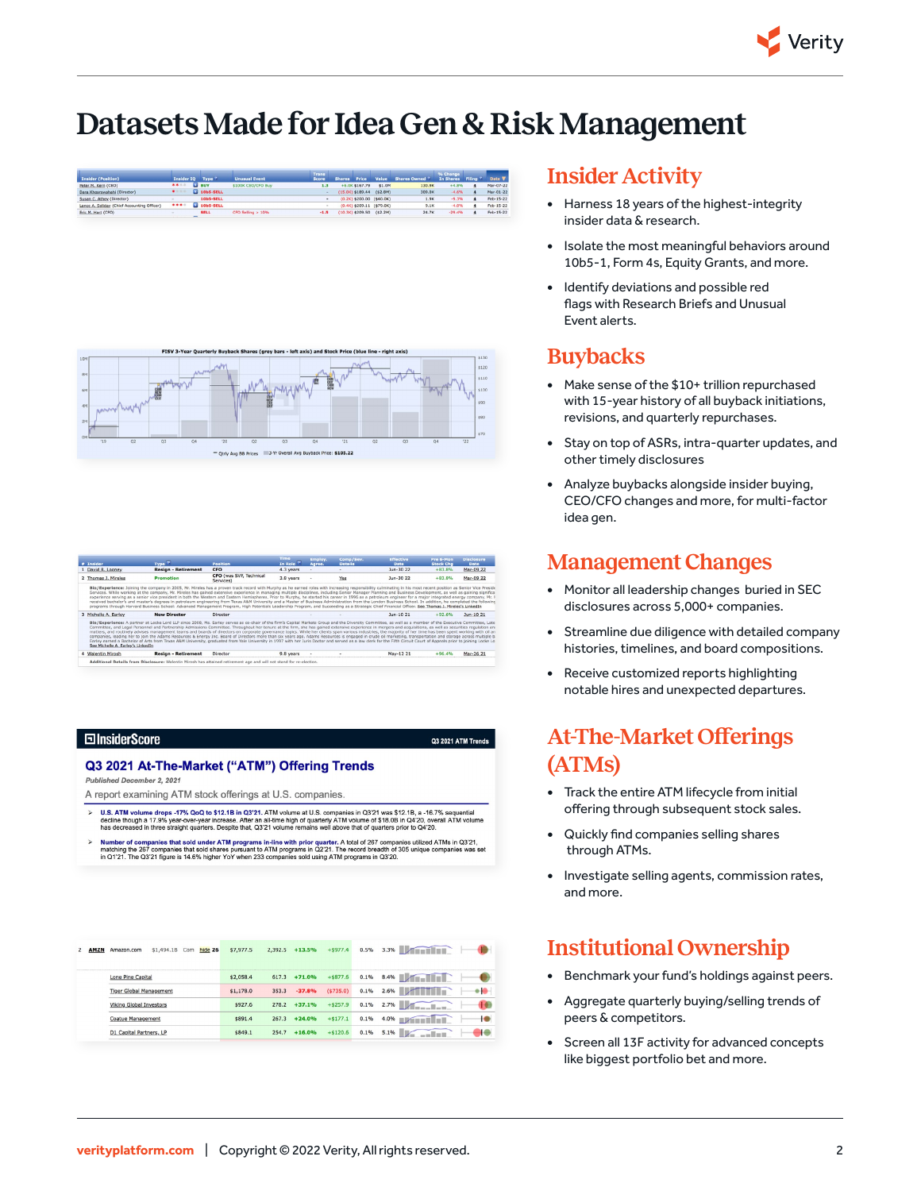# Datasets Made for Idea Gen & Risk Management

## Insider Activity

- Harness 18 years of the highest-integrity insider data & research.
- Isolate the most meaningful behaviors around 10b5-1, Form 4s, Equity Grants, and more.
- Identify deviations and possible red flags with Research Briefs and Unusual Event alerts.

## Buybacks

- Make sense of the $10+ trillion repurchased with 15-year history of all buyback initiations, revisions, and quarterly repurchases.
- Stay on top of ASRs, intra-quarter updates, and other timely disclosures
- Analyze buybacks alongside insider buying, CEO/CFO changes and more, for multi-factor idea gen.

## Management Changes

- Monitor all leadership changes buried in SEC disclosures across 5,000+ companies.
- Streamline due diligence with detailed company histories, timelines, and board compositions.
- Receive customized reports highlighting notable hires and unexpected departures.

## At-The-Market Offerings (ATMs)

- Track the entire ATM lifecycle from initial offering through subsequent stock sales.
- Quickly find companies selling shares through ATMs.
- Investigate selling agents, commission rates, and more.

## Institutional Ownership

- Benchmark your fund's holdings against peers.
- Aggregate quarterly buying/selling trends of peers & competitors.
- Screen all 13F activity for advanced concepts like biggest portfolio bet and more.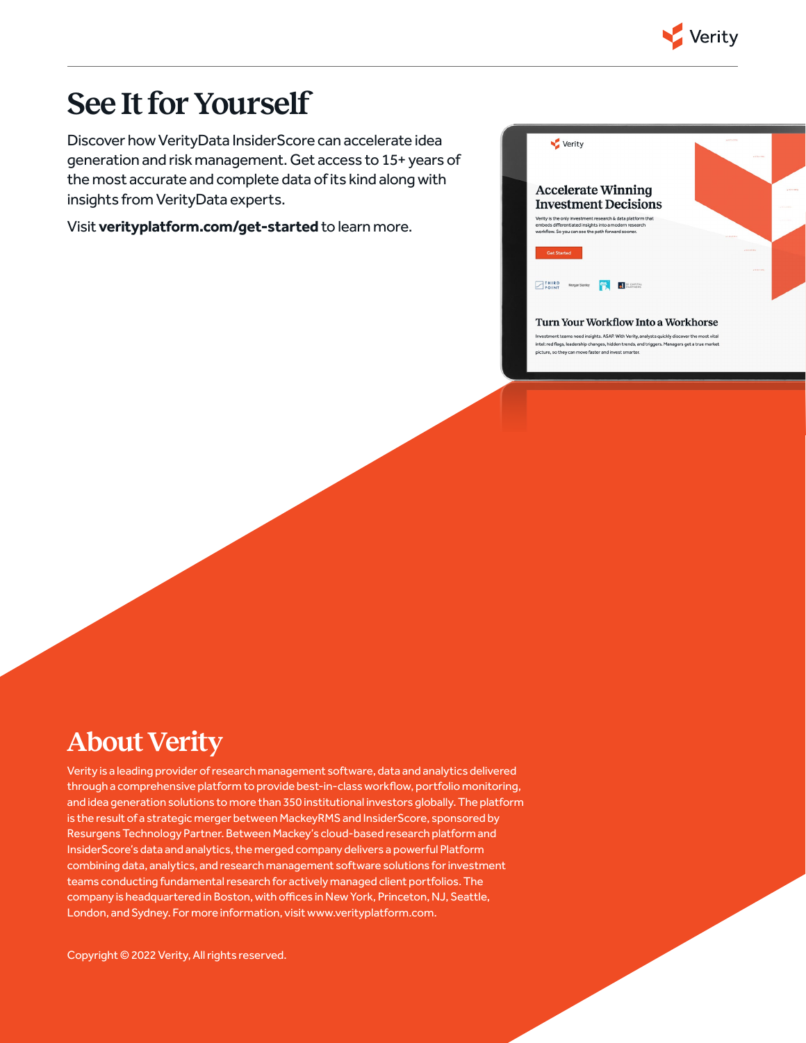# See It for Yourself

Discover how VerityData InsiderScore can accelerate idea generation and risk management. Get access to 15+ years of the most accurate and complete data of its kind along with insights from VerityData experts.

Visit **verityplatform.com/get-started** to learn more.

# About Verity

Verity is a leading provider of research management software, data and analytics delivered through a comprehensive platform to provide best-in-class workflow, portfolio monitoring, and idea generation solutions to more than 350 institutional investors globally. The platform is the result of a strategic merger between MackeyRMS and InsiderScore, sponsored by Resurgens Technology Partner. Between Mackey's cloud-based research platform and InsiderScore's data and analytics, the merged company delivers a powerful Platform combining data, analytics, and research management software solutions for investment teams conducting fundamental research for actively managed client portfolios. The company is headquartered in Boston, with offices in New York, Princeton, NJ, Seattle, London, and Sydney. For more information, visit www.verityplatform.com.

Copyright © 2022 Verity, All rights reserved.